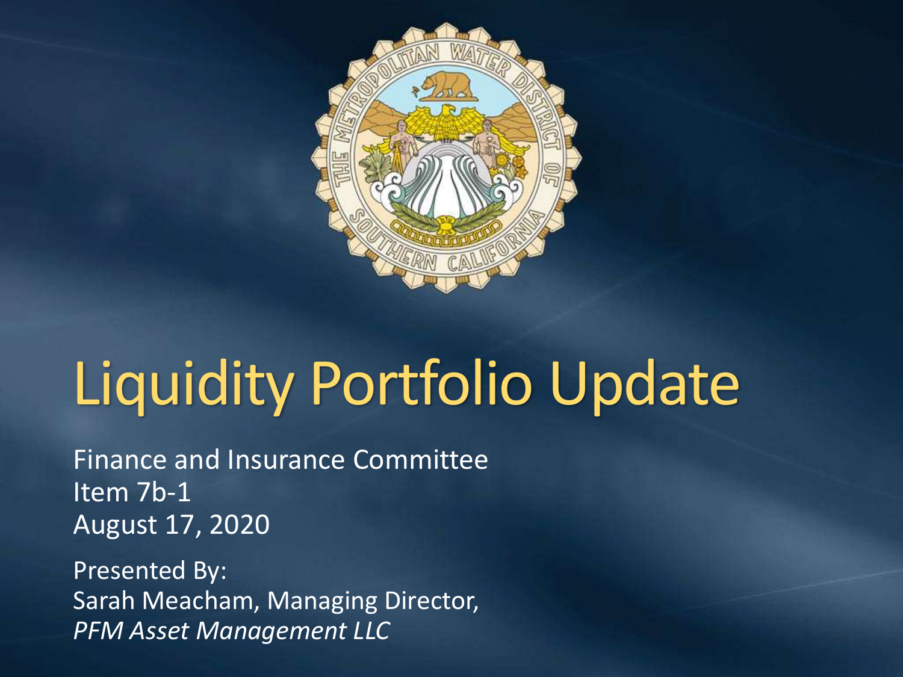# Liquidity Portfolio Update

Finance and Insurance Committee
Item 7b-1
August 17, 2020

Presented By:
Sarah Meacham, Managing Director,
*PFM Asset Management LLC*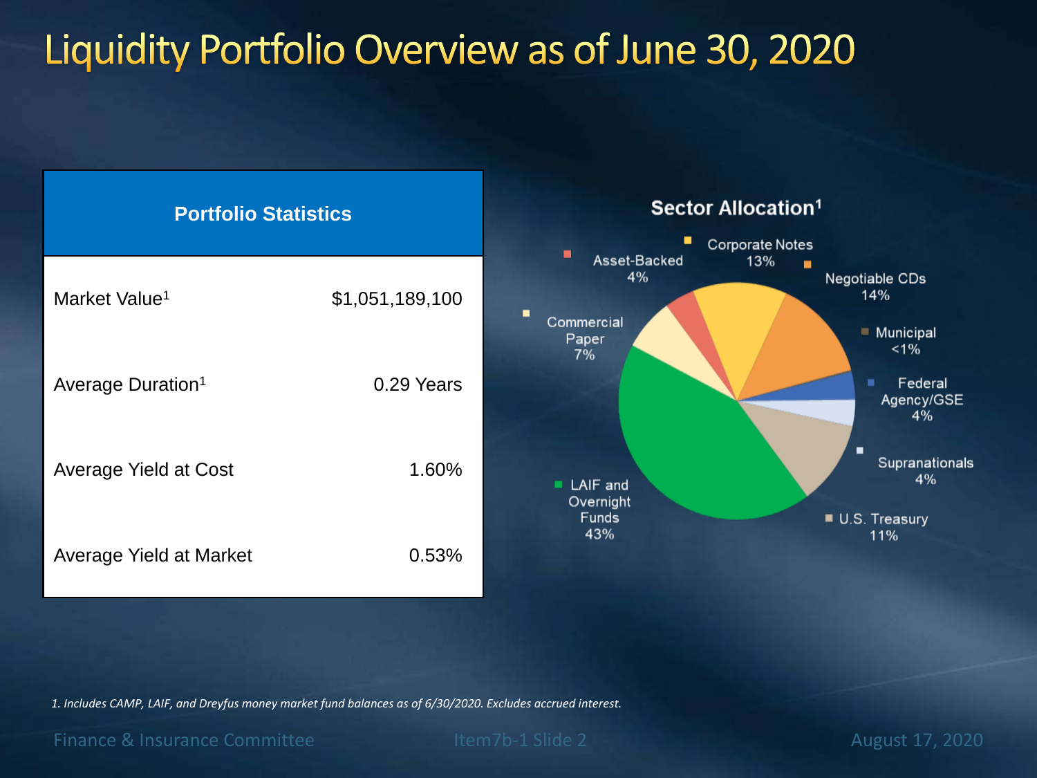# Liquidity Portfolio Overview as of June 30, 2020

| Portfolio Statistics | |
|---|---|
| Market Value[1] | $1,051,189,100 |
| Average Duration[1] | 0.29 Years |
| Average Yield at Cost | 1.60% |
| Average Yield at Market | 0.53% |

## Sector Allocation[1]

| Sector | Allocation |
|---|---|
| Corporate Notes | 13% |
| Negotiable CDs | 14% |
| Municipal | <1% |
| Federal Agency/GSE | 4% |
| Supranationals | 4% |
| U.S. Treasury | 11% |
| LAIF and Overnight Funds | 43% |
| Commercial Paper | 7% |
| Asset-Backed | 4% |

*1. Includes CAMP, LAIF, and Dreyfus money market fund balances as of 6/30/2020. Excludes accrued interest.*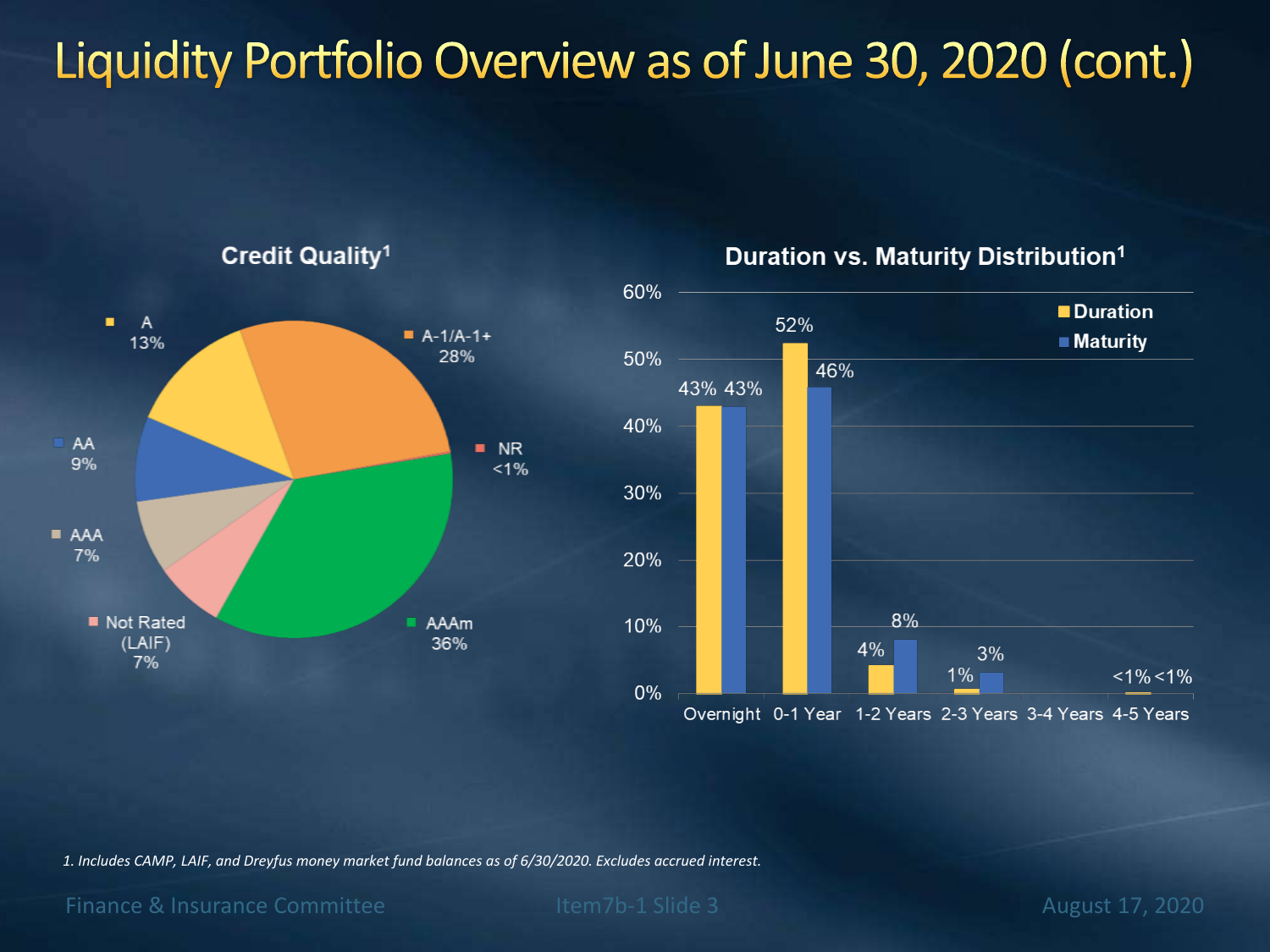# Liquidity Portfolio Overview as of June 30, 2020 (cont.)

## Credit Quality[1]

| Rating | Percentage |
| --- | --- |
| A-1/A-1+ | 28% |
| NR | <1% |
| AAAm | 36% |
| Not Rated (LAIF) | 7% |
| AAA | 7% |
| AA | 9% |
| A | 13% |

## Duration vs. Maturity Distribution[1]

| | Overnight | 0-1 Year | 1-2 Years | 2-3 Years | 3-4 Years | 4-5 Years |
| --- | --- | --- | --- | --- | --- | --- |
| Duration | 43% | 52% | 4% | 1% | | <1% |
| Maturity | 43% | 46% | 8% | 3% | | <1% |

*1. Includes CAMP, LAIF, and Dreyfus money market fund balances as of 6/30/2020. Excludes accrued interest.*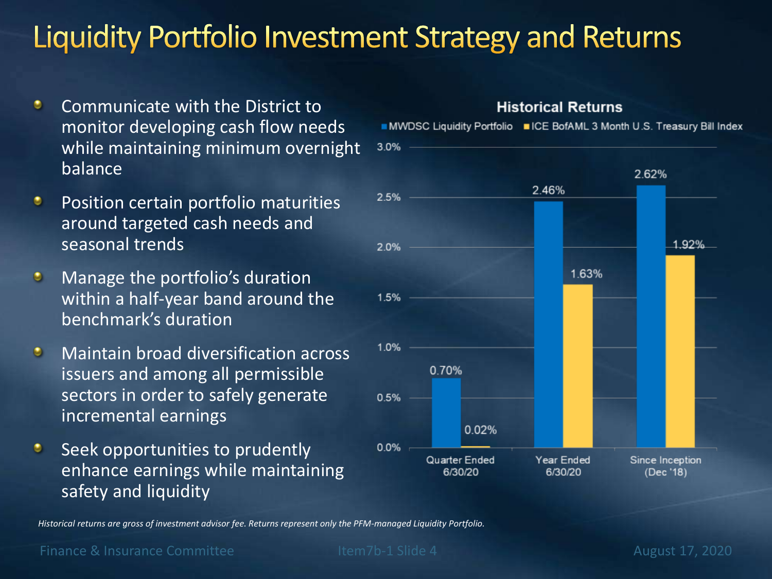# Liquidity Portfolio Investment Strategy and Returns

- Communicate with the District to monitor developing cash flow needs while maintaining minimum overnight balance
- Position certain portfolio maturities around targeted cash needs and seasonal trends
- Manage the portfolio's duration within a half-year band around the benchmark's duration
- Maintain broad diversification across issuers and among all permissible sectors in order to safely generate incremental earnings
- Seek opportunities to prudently enhance earnings while maintaining safety and liquidity

**Historical Returns**

| | MWDSC Liquidity Portfolio | ICE BofAML 3 Month U.S. Treasury Bill Index |
|---|---|---|
| Quarter Ended 6/30/20 | 0.70% | 0.02% |
| Year Ended 6/30/20 | 2.46% | 1.63% |
| Since Inception (Dec '18) | 2.62% | 1.92% |

*Historical returns are gross of investment advisor fee. Returns represent only the PFM-managed Liquidity Portfolio.*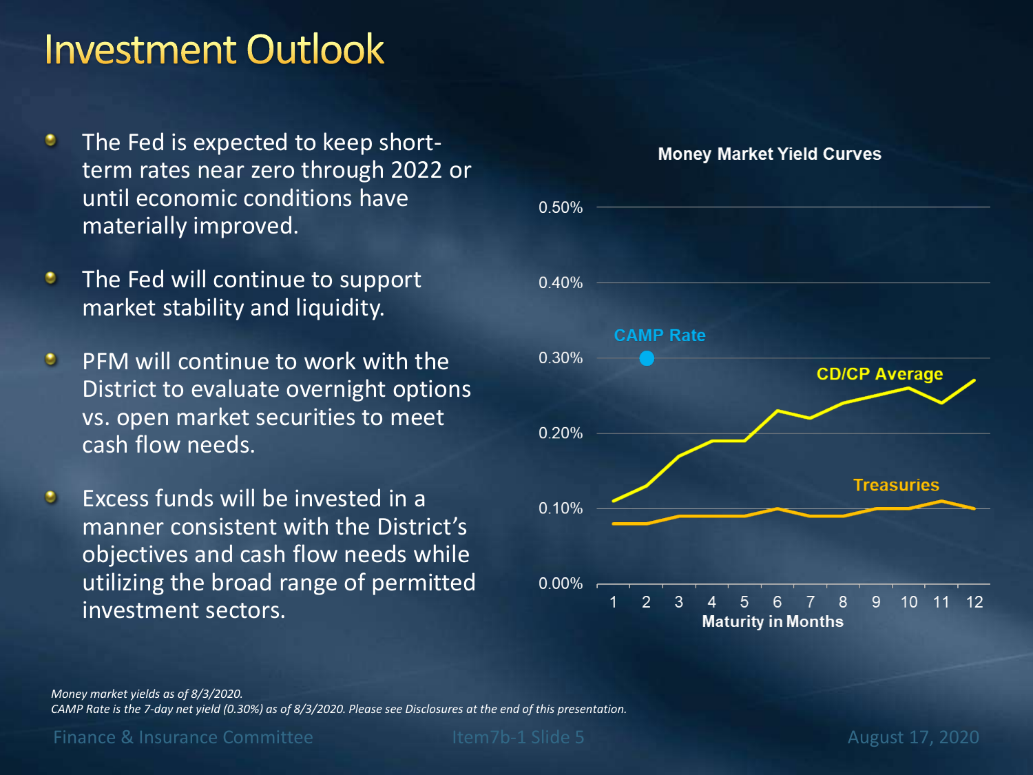# Investment Outlook

- The Fed is expected to keep short-term rates near zero through 2022 or until economic conditions have materially improved.
- The Fed will continue to support market stability and liquidity.
- PFM will continue to work with the District to evaluate overnight options vs. open market securities to meet cash flow needs.
- Excess funds will be invested in a manner consistent with the District's objectives and cash flow needs while utilizing the broad range of permitted investment sectors.

**Money Market Yield Curves**

| Maturity in Months | 1 | 2 | 3 | 4 | 5 | 6 | 7 | 8 | 9 | 10 | 11 | 12 |
|---|---|---|---|---|---|---|---|---|---|---|---|---|
| CAMP Rate | | 0.30% | | | | | | | | | | |
| CD/CP Average | 0.11% | 0.13% | 0.17% | 0.19% | 0.19% | 0.23% | 0.22% | 0.24% | 0.25% | 0.26% | 0.24% | 0.27% |
| Treasuries | 0.08% | 0.08% | 0.09% | 0.09% | 0.09% | 0.10% | 0.09% | 0.09% | 0.10% | 0.10% | 0.11% | 0.10% |

*Money market yields as of 8/3/2020.*
*CAMP Rate is the 7-day net yield (0.30%) as of 8/3/2020. Please see Disclosures at the end of this presentation.*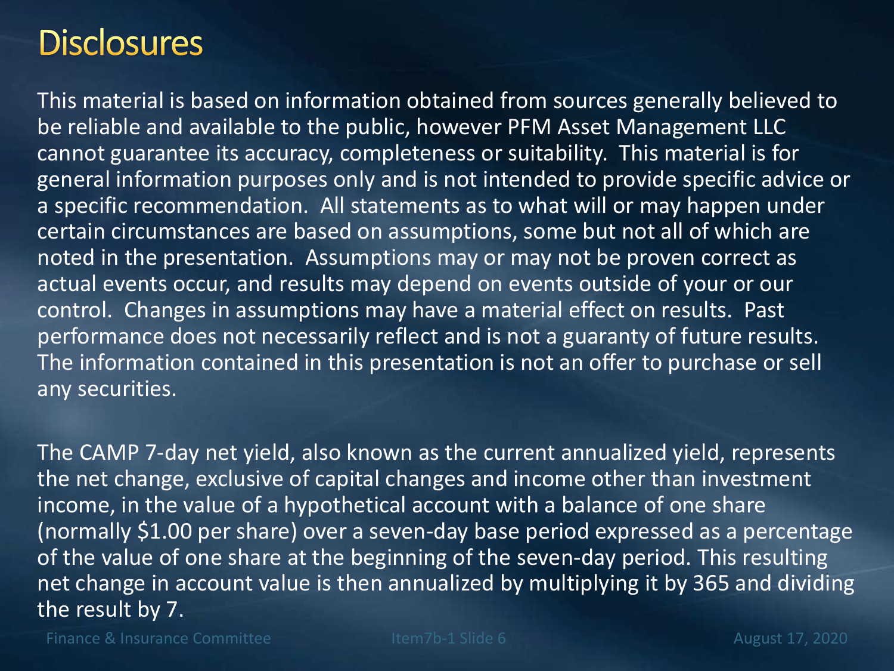# Disclosures

This material is based on information obtained from sources generally believed to be reliable and available to the public, however PFM Asset Management LLC cannot guarantee its accuracy, completeness or suitability. This material is for general information purposes only and is not intended to provide specific advice or a specific recommendation. All statements as to what will or may happen under certain circumstances are based on assumptions, some but not all of which are noted in the presentation. Assumptions may or may not be proven correct as actual events occur, and results may depend on events outside of your or our control. Changes in assumptions may have a material effect on results. Past performance does not necessarily reflect and is not a guaranty of future results. The information contained in this presentation is not an offer to purchase or sell any securities.

The CAMP 7-day net yield, also known as the current annualized yield, represents the net change, exclusive of capital changes and income other than investment income, in the value of a hypothetical account with a balance of one share (normally $1.00 per share) over a seven-day base period expressed as a percentage of the value of one share at the beginning of the seven-day period. This resulting net change in account value is then annualized by multiplying it by 365 and dividing the result by 7.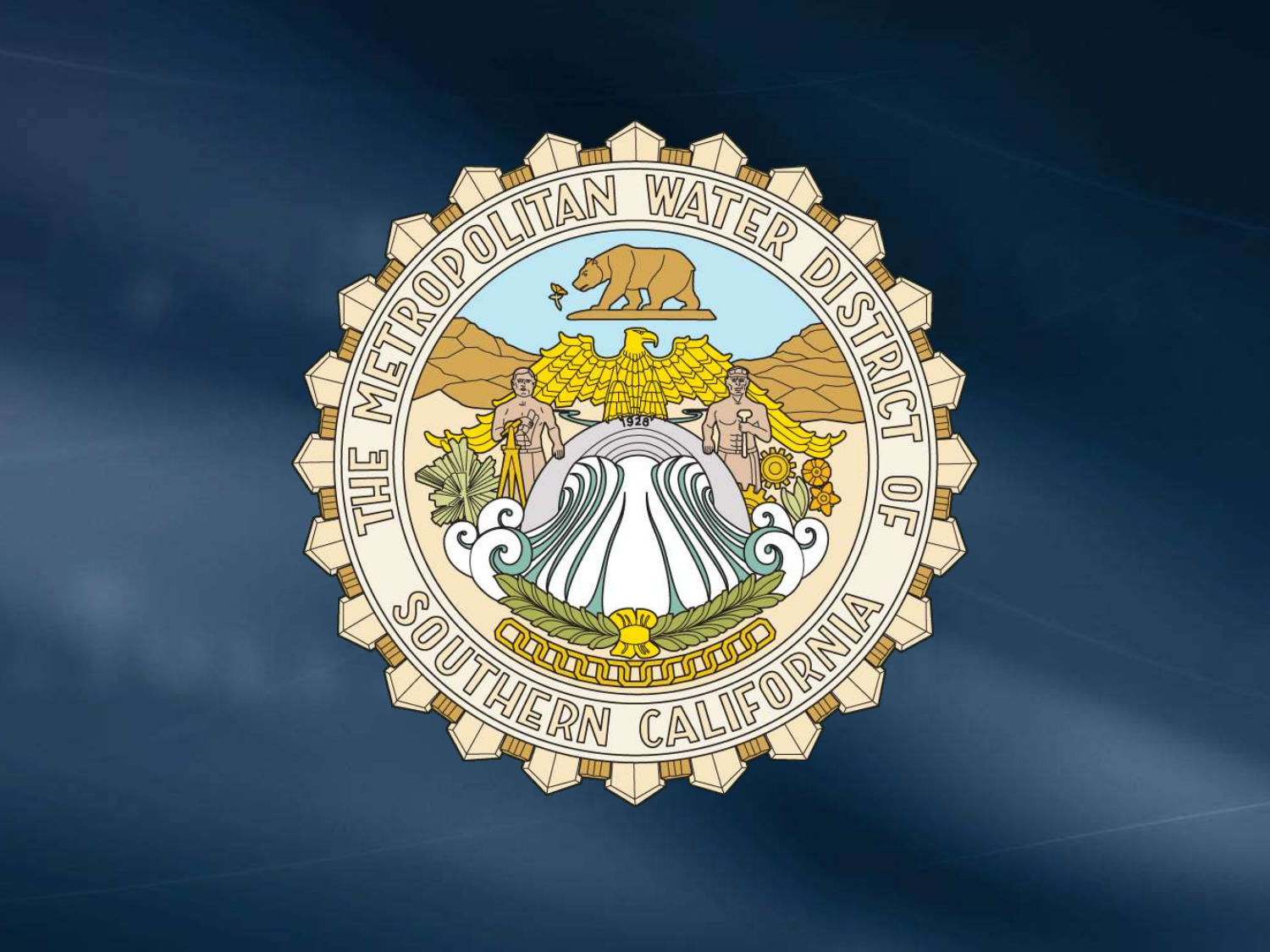THE METROPOLITAN WATER DISTRICT OF SOUTHERN CALIFORNIA

1928